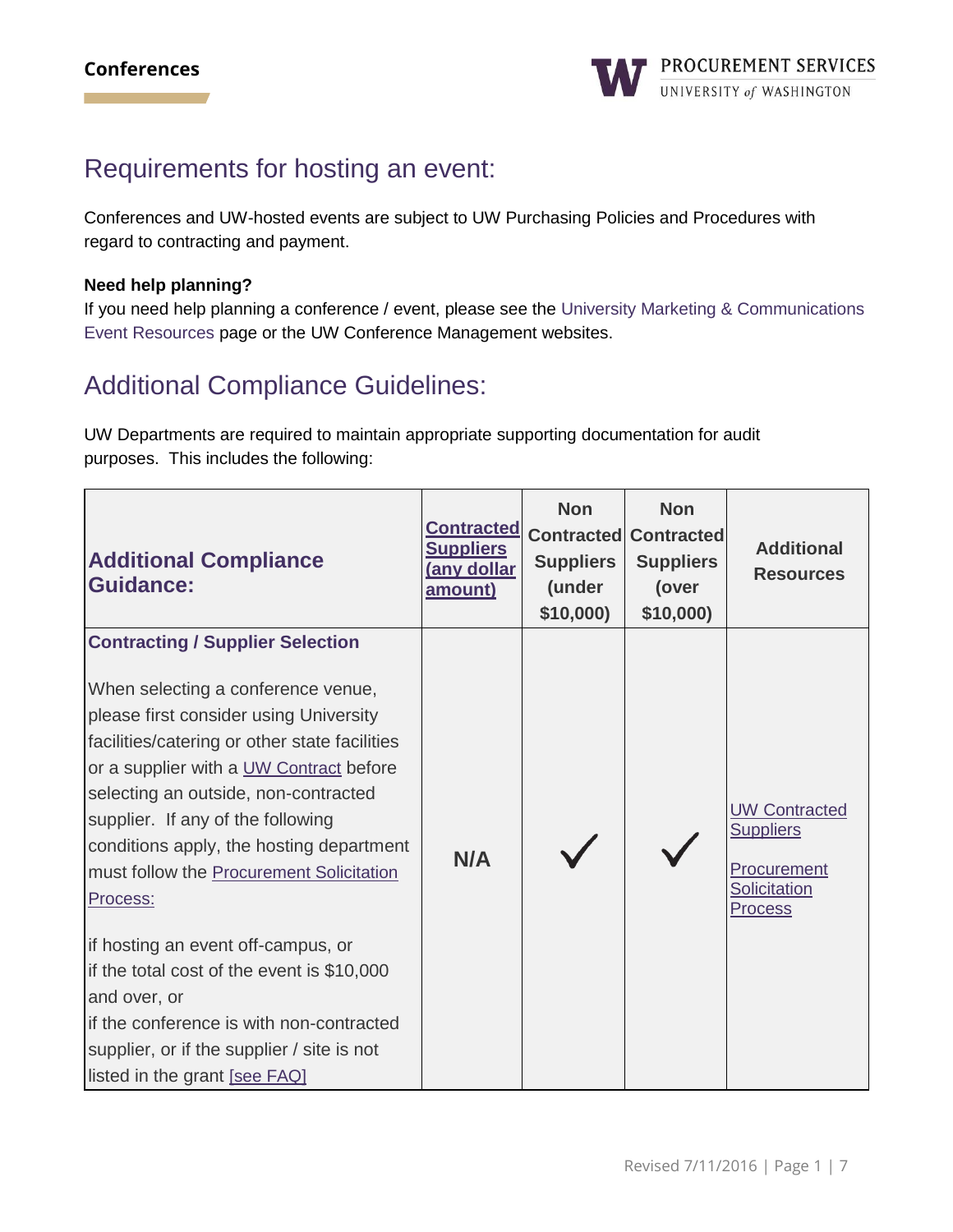## Requirements for hosting an event:

Conferences and UW-hosted events are subject to UW Purchasing Policies and Procedures with regard to contracting and payment.

**Need help planning?**

If you need help planning a conference / event, please see the University Marketing & Communications Event Resources page or the UW Conference Management websites.

## Additional Compliance Guidelines:

UW Departments are required to maintain appropriate supporting documentation for audit purposes. This includes the following:

| Additional Compliance Guidance: | Contracted Suppliers (any dollar amount) | Non Contracted Suppliers (under $10,000) | Non Contracted Suppliers (over $10,000) | Additional Resources |
|---|---|---|---|---|
| **Contracting / Supplier Selection**<br><br>When selecting a conference venue, please first consider using University facilities/catering or other state facilities or a supplier with a UW Contract before selecting an outside, non-contracted supplier. If any of the following conditions apply, the hosting department must follow the Procurement Solicitation Process:<br><br>if hosting an event off-campus, or<br>if the total cost of the event is $10,000 and over, or<br>if the conference is with non-contracted supplier, or if the supplier / site is not listed in the grant [see FAQ] | N/A | ✓ | ✓ | UW Contracted Suppliers<br><br>Procurement Solicitation Process |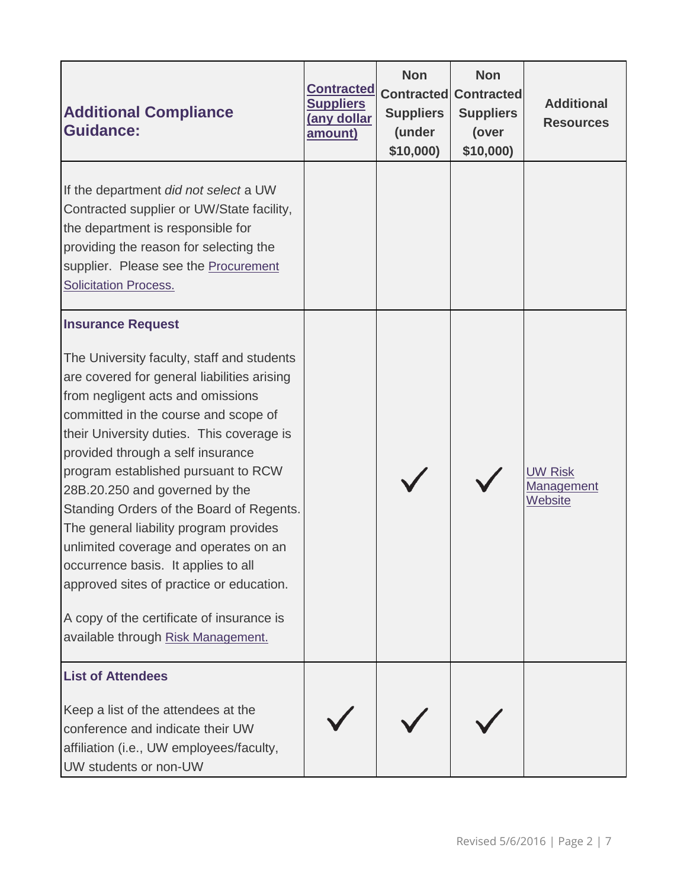| **Additional Compliance Guidance:** | **Contracted Suppliers (any dollar amount)** | **Non Contracted Suppliers (under $10,000)** | **Non Contracted Suppliers (over $10,000)** | **Additional Resources** |
|---|---|---|---|---|
| If the department *did not select* a UW Contracted supplier or UW/State facility, the department is responsible for providing the reason for selecting the supplier. Please see the Procurement Solicitation Process. | | | | |
| **Insurance Request**<br><br>The University faculty, staff and students are covered for general liabilities arising from negligent acts and omissions committed in the course and scope of their University duties. This coverage is provided through a self insurance program established pursuant to RCW 28B.20.250 and governed by the Standing Orders of the Board of Regents. The general liability program provides unlimited coverage and operates on an occurrence basis. It applies to all approved sites of practice or education.<br><br>A copy of the certificate of insurance is available through Risk Management. | | ✓ | ✓ | UW Risk Management Website |
| **List of Attendees**<br><br>Keep a list of the attendees at the conference and indicate their UW affiliation (i.e., UW employees/faculty, UW students or non-UW | ✓ | ✓ | ✓ | |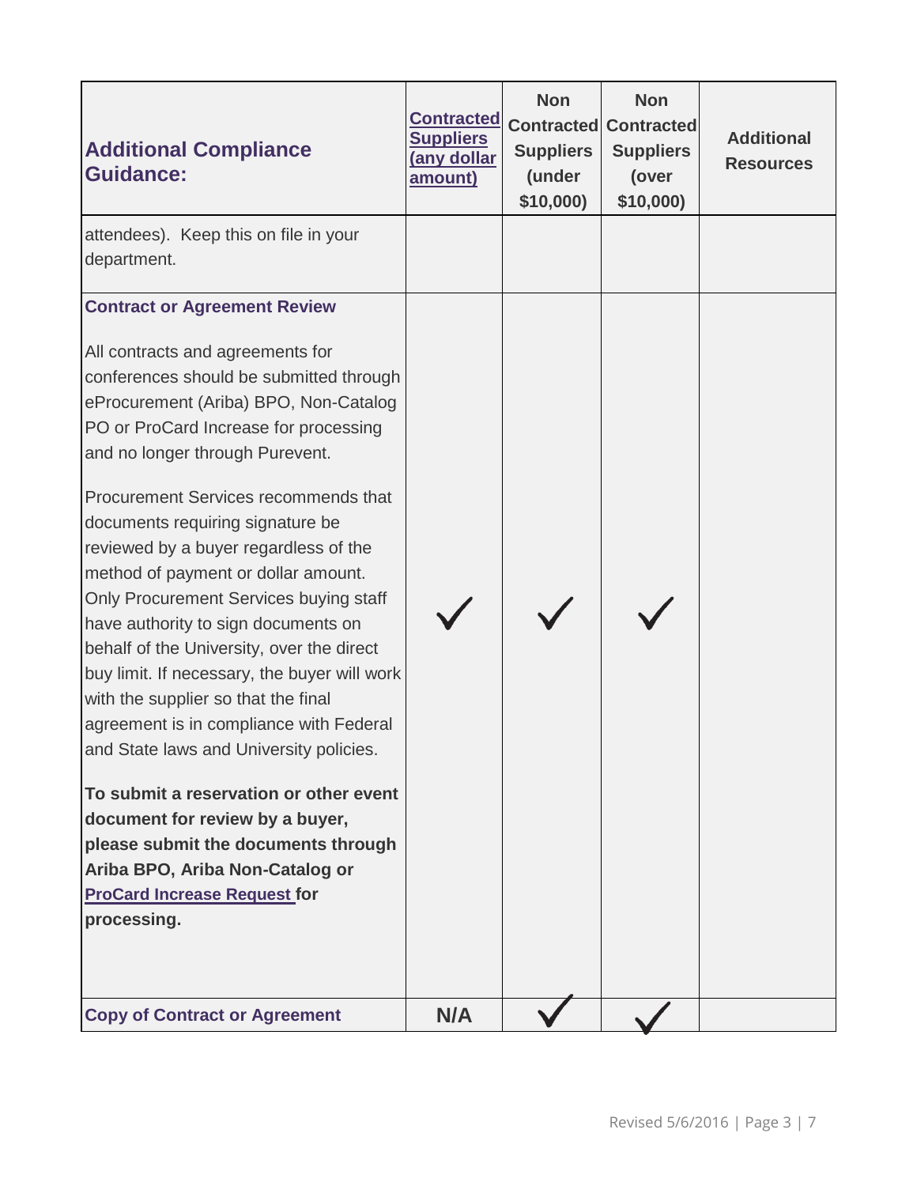| Additional Compliance Guidance: | Contracted Suppliers (any dollar amount) | Non Contracted Suppliers (under $10,000) | Non Contracted Suppliers (over $10,000) | Additional Resources |
|---|---|---|---|---|
| attendees). Keep this on file in your department. | | | | |
| **Contract or Agreement Review**<br><br>All contracts and agreements for conferences should be submitted through eProcurement (Ariba) BPO, Non-Catalog PO or ProCard Increase for processing and no longer through Purevent.<br><br>Procurement Services recommends that documents requiring signature be reviewed by a buyer regardless of the method of payment or dollar amount. Only Procurement Services buying staff have authority to sign documents on behalf of the University, over the direct buy limit. If necessary, the buyer will work with the supplier so that the final agreement is in compliance with Federal and State laws and University policies.<br><br>**To submit a reservation or other event document for review by a buyer, please submit the documents through Ariba BPO, Ariba Non-Catalog or ProCard Increase Request for processing.** | ✓ | ✓ | ✓ | |
| **Copy of Contract or Agreement** | N/A | ✓ | ✓ | |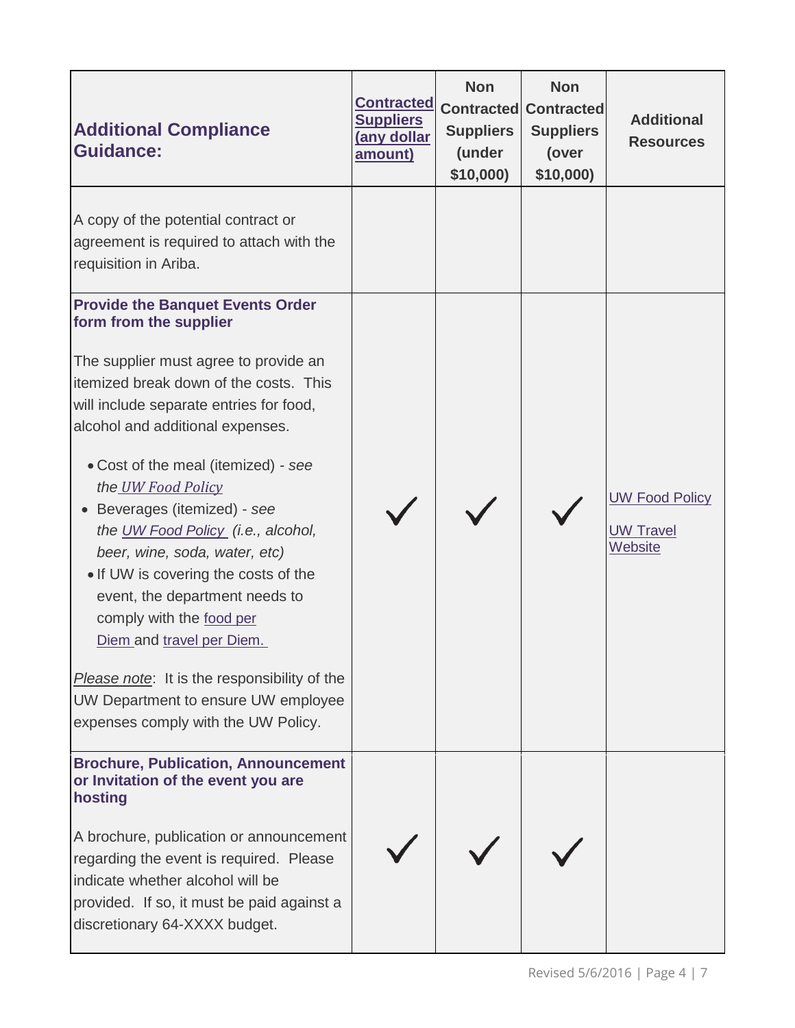| Additional Compliance Guidance: | Contracted Suppliers (any dollar amount) | Non Contracted Suppliers (under $10,000) | Non Contracted Suppliers (over $10,000) | Additional Resources |
|---|---|---|---|---|
| A copy of the potential contract or agreement is required to attach with the requisition in Ariba. | | | | |
| **Provide the Banquet Events Order form from the supplier**<br><br>The supplier must agree to provide an itemized break down of the costs. This will include separate entries for food, alcohol and additional expenses.<br><br>• Cost of the meal (itemized) - *see the UW Food Policy*<br>• Beverages (itemized) - *see the UW Food Policy (i.e., alcohol, beer, wine, soda, water, etc)*<br>• If UW is covering the costs of the event, the department needs to comply with the food per Diem and travel per Diem.<br><br>*Please note*: It is the responsibility of the UW Department to ensure UW employee expenses comply with the UW Policy. | ✓ | ✓ | ✓ | UW Food Policy<br><br>UW Travel Website |
| **Brochure, Publication, Announcement or Invitation of the event you are hosting**<br><br>A brochure, publication or announcement regarding the event is required. Please indicate whether alcohol will be provided. If so, it must be paid against a discretionary 64-XXXX budget. | ✓ | ✓ | ✓ | |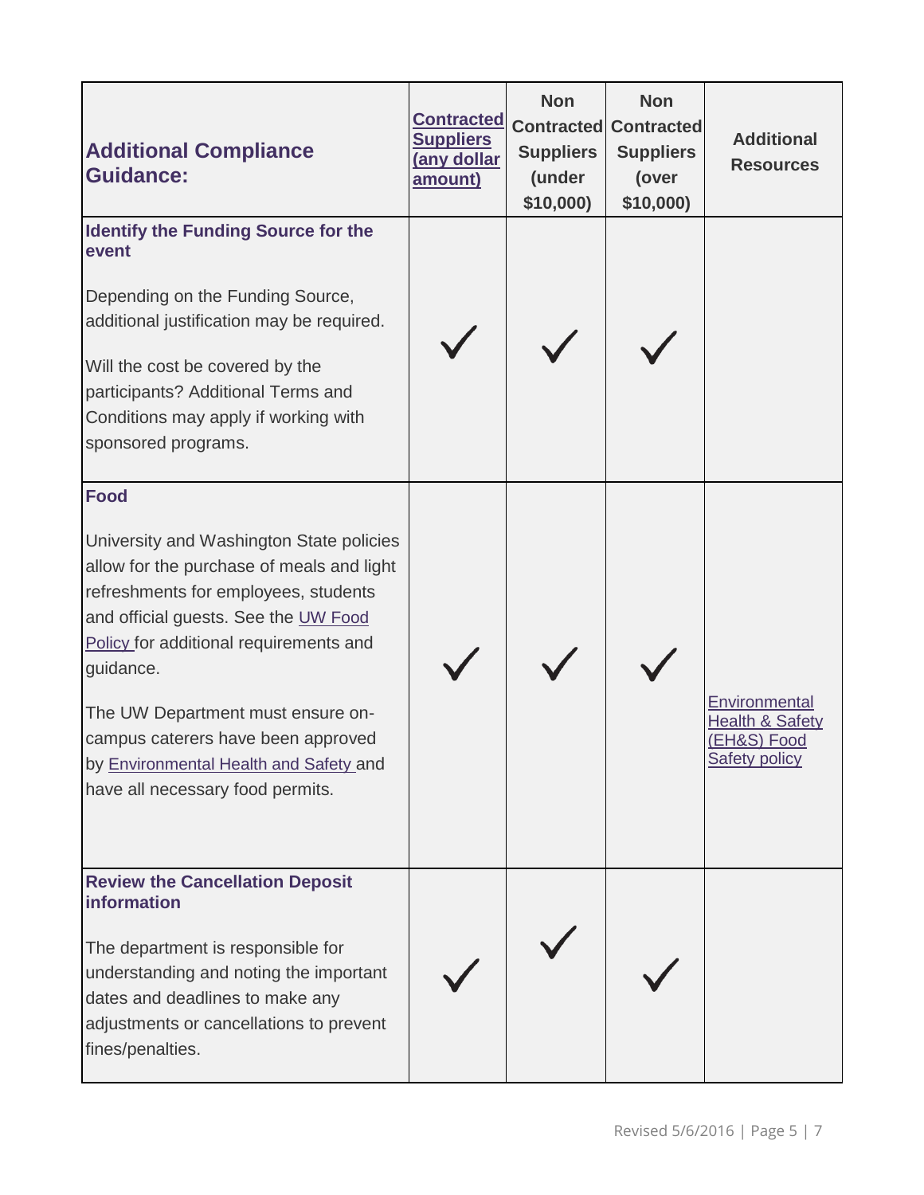| Additional Compliance Guidance: | Contracted Suppliers (any dollar amount) | Non Contracted Suppliers (under $10,000) | Non Contracted Suppliers (over $10,000) | Additional Resources |
|---|---|---|---|---|
| **Identify the Funding Source for the event**<br><br>Depending on the Funding Source, additional justification may be required.<br><br>Will the cost be covered by the participants? Additional Terms and Conditions may apply if working with sponsored programs. | ✓ | ✓ | ✓ | |
| **Food**<br><br>University and Washington State policies allow for the purchase of meals and light refreshments for employees, students and official guests. See the UW Food Policy for additional requirements and guidance.<br><br>The UW Department must ensure on-campus caterers have been approved by Environmental Health and Safety and have all necessary food permits. | ✓ | ✓ | ✓ | Environmental Health & Safety (EH&S) Food Safety policy |
| **Review the Cancellation Deposit information**<br><br>The department is responsible for understanding and noting the important dates and deadlines to make any adjustments or cancellations to prevent fines/penalties. | ✓ | ✓ | ✓ | |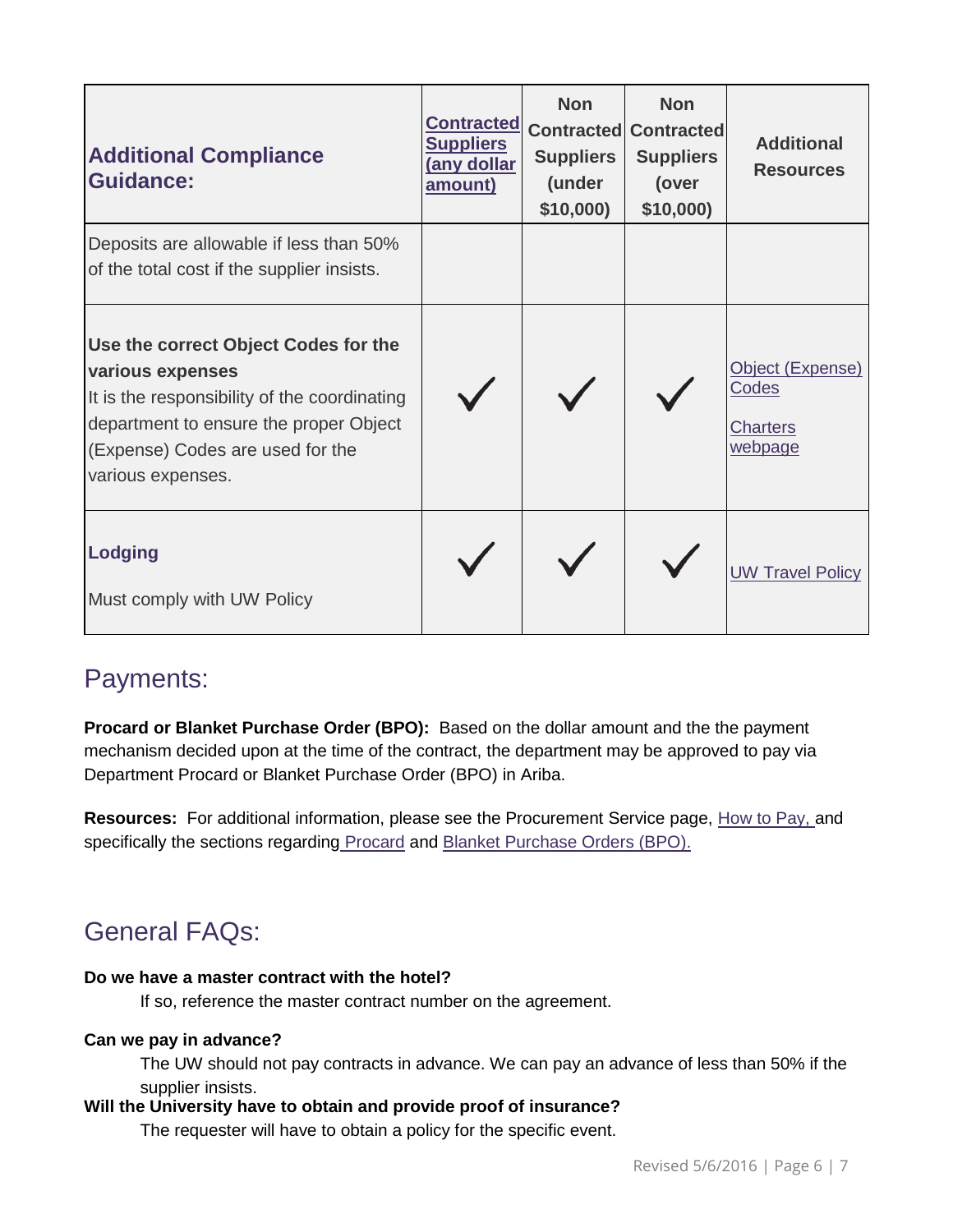| Additional Compliance Guidance: | Contracted Suppliers (any dollar amount) | Non Contracted Suppliers (under $10,000) | Non Contracted Suppliers (over $10,000) | Additional Resources |
|---|---|---|---|---|
| Deposits are allowable if less than 50% of the total cost if the supplier insists. | | | | |
| **Use the correct Object Codes for the various expenses** It is the responsibility of the coordinating department to ensure the proper Object (Expense) Codes are used for the various expenses. | ✓ | ✓ | ✓ | Object (Expense) Codes<br>Charters webpage |
| **Lodging**<br>Must comply with UW Policy | ✓ | ✓ | ✓ | UW Travel Policy |

# Payments:

**Procard or Blanket Purchase Order (BPO):** Based on the dollar amount and the the payment mechanism decided upon at the time of the contract, the department may be approved to pay via Department Procard or Blanket Purchase Order (BPO) in Ariba.

**Resources:** For additional information, please see the Procurement Service page, How to Pay, and specifically the sections regarding Procard and Blanket Purchase Orders (BPO).

# General FAQs:

**Do we have a master contract with the hotel?**

If so, reference the master contract number on the agreement.

**Can we pay in advance?**

The UW should not pay contracts in advance. We can pay an advance of less than 50% if the supplier insists.

**Will the University have to obtain and provide proof of insurance?**

The requester will have to obtain a policy for the specific event.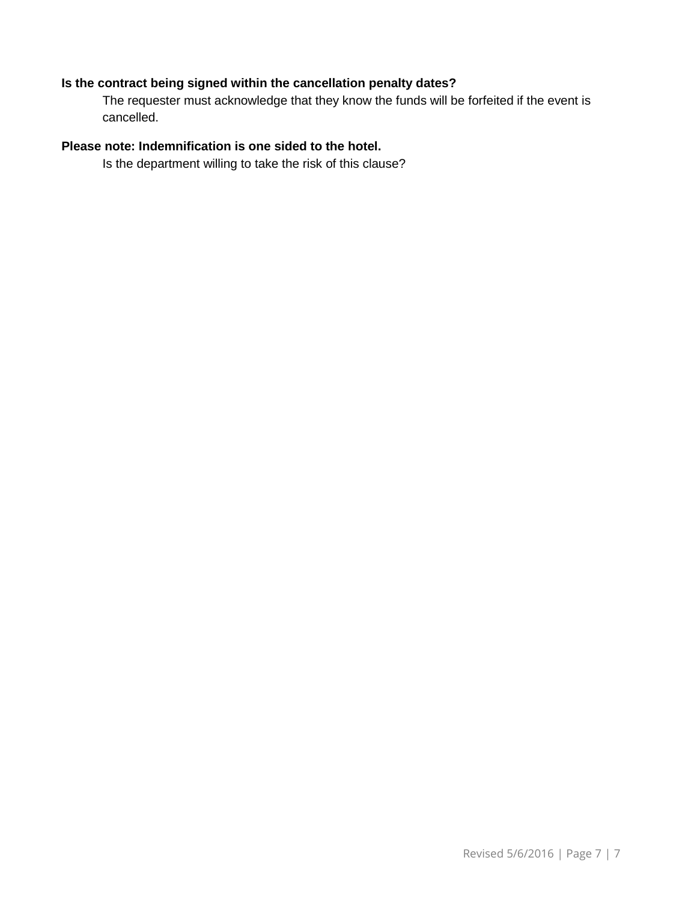**Is the contract being signed within the cancellation penalty dates?**

The requester must acknowledge that they know the funds will be forfeited if the event is cancelled.

**Please note: Indemnification is one sided to the hotel.**

Is the department willing to take the risk of this clause?